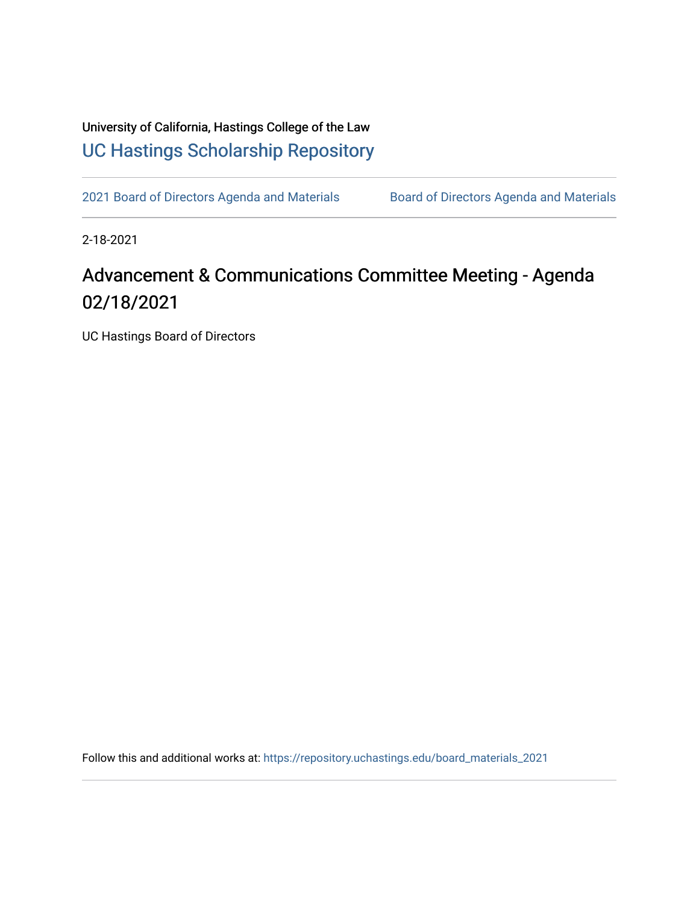University of California, Hastings College of the Law

UC Hastings Scholarship Repository

2021 Board of Directors Agenda and Materials | Board of Directors Agenda and Materials

2-18-2021

# Advancement & Communications Committee Meeting - Agenda 02/18/2021

UC Hastings Board of Directors

Follow this and additional works at: https://repository.uchastings.edu/board_materials_2021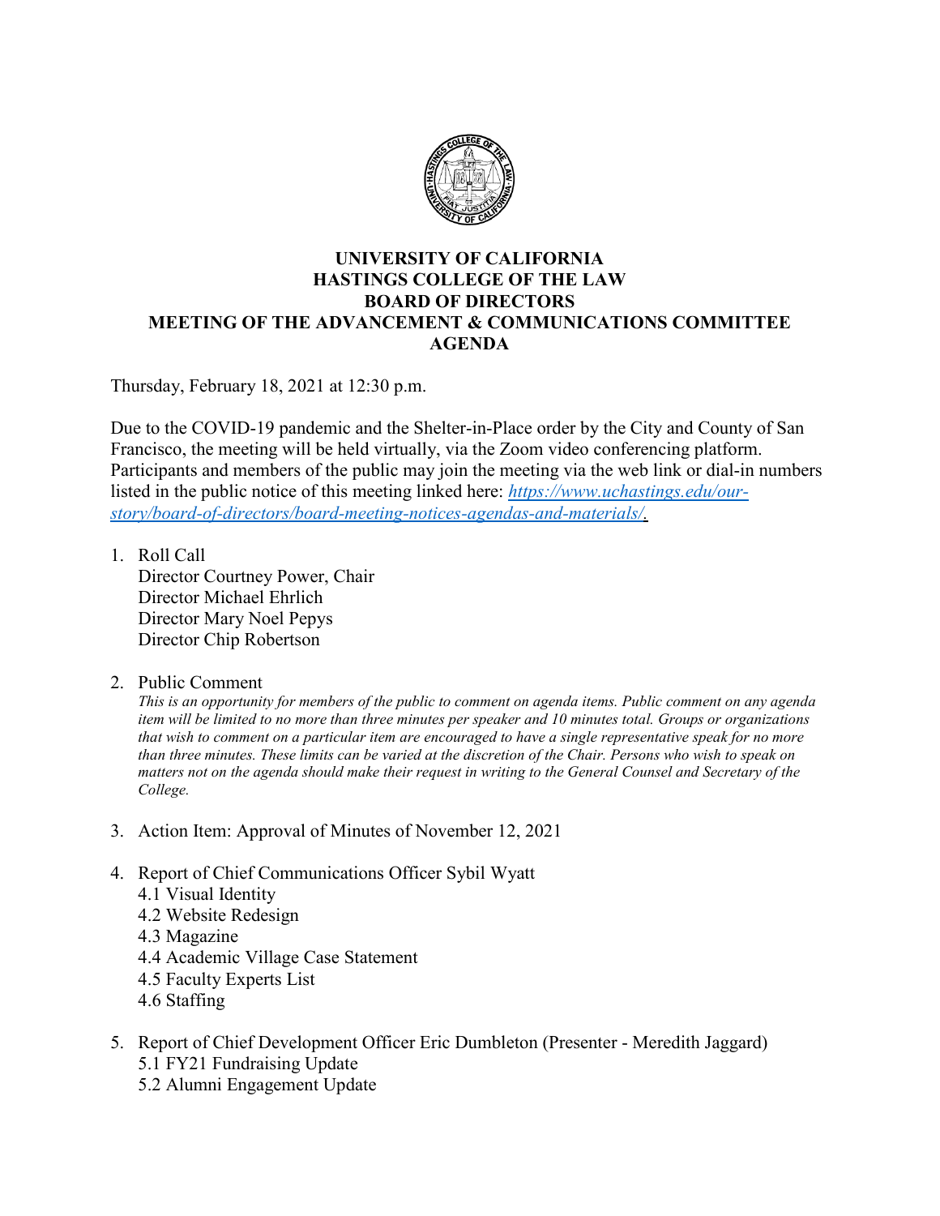# UNIVERSITY OF CALIFORNIA HASTINGS COLLEGE OF THE LAW BOARD OF DIRECTORS MEETING OF THE ADVANCEMENT & COMMUNICATIONS COMMITTEE AGENDA

Thursday, February 18, 2021 at 12:30 p.m.

Due to the COVID-19 pandemic and the Shelter-in-Place order by the City and County of San Francisco, the meeting will be held virtually, via the Zoom video conferencing platform. Participants and members of the public may join the meeting via the web link or dial-in numbers listed in the public notice of this meeting linked here: *https://www.uchastings.edu/our-story/board-of-directors/board-meeting-notices-agendas-and-materials/*.

1. Roll Call
   Director Courtney Power, Chair
   Director Michael Ehrlich
   Director Mary Noel Pepys
   Director Chip Robertson

2. Public Comment
   *This is an opportunity for members of the public to comment on agenda items. Public comment on any agenda item will be limited to no more than three minutes per speaker and 10 minutes total. Groups or organizations that wish to comment on a particular item are encouraged to have a single representative speak for no more than three minutes. These limits can be varied at the discretion of the Chair. Persons who wish to speak on matters not on the agenda should make their request in writing to the General Counsel and Secretary of the College.*

3. Action Item: Approval of Minutes of November 12, 2021

4. Report of Chief Communications Officer Sybil Wyatt
   4.1 Visual Identity
   4.2 Website Redesign
   4.3 Magazine
   4.4 Academic Village Case Statement
   4.5 Faculty Experts List
   4.6 Staffing

5. Report of Chief Development Officer Eric Dumbleton (Presenter - Meredith Jaggard)
   5.1 FY21 Fundraising Update
   5.2 Alumni Engagement Update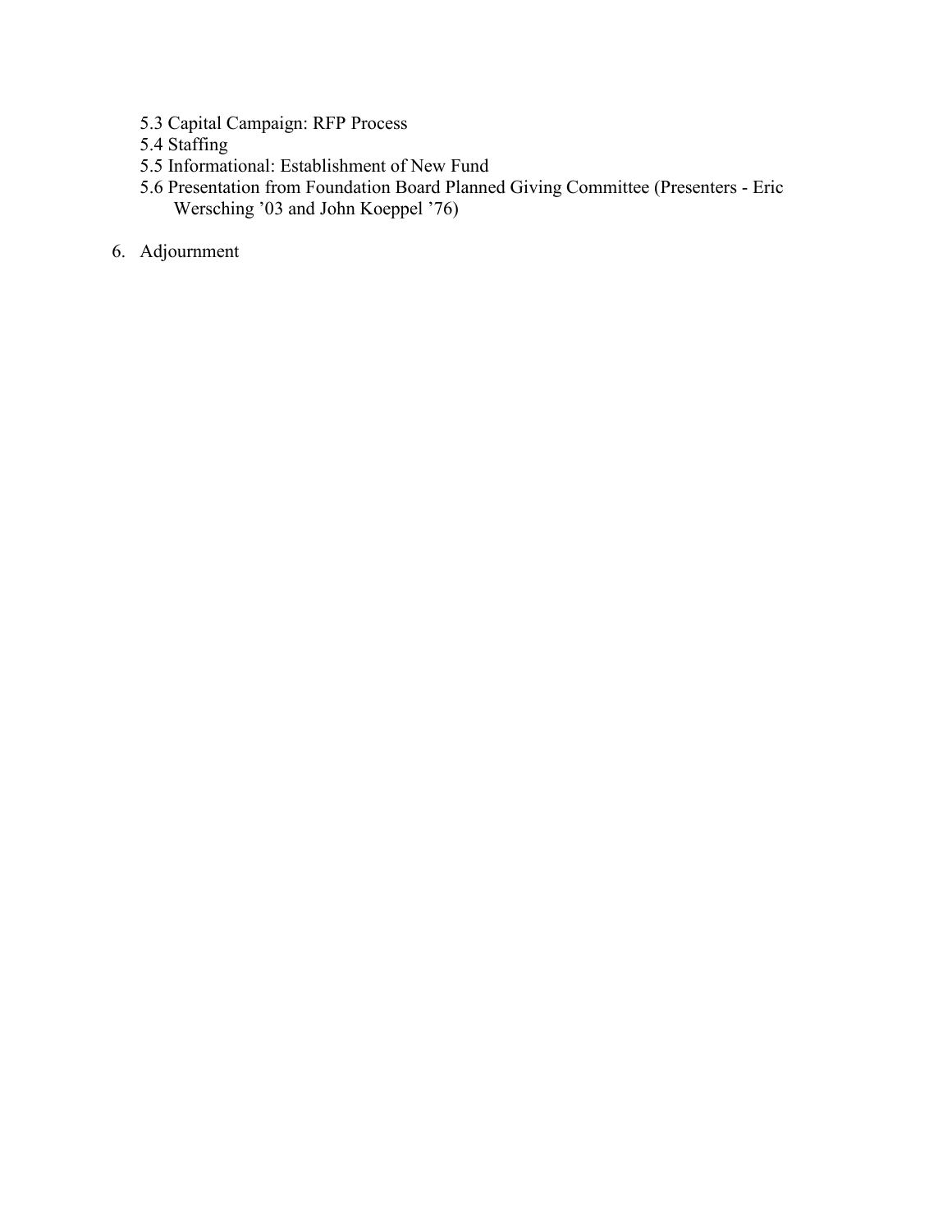5.3 Capital Campaign: RFP Process
5.4 Staffing
5.5 Informational: Establishment of New Fund
5.6 Presentation from Foundation Board Planned Giving Committee (Presenters - Eric Wersching ’03 and John Koeppel ’76)

6. Adjournment